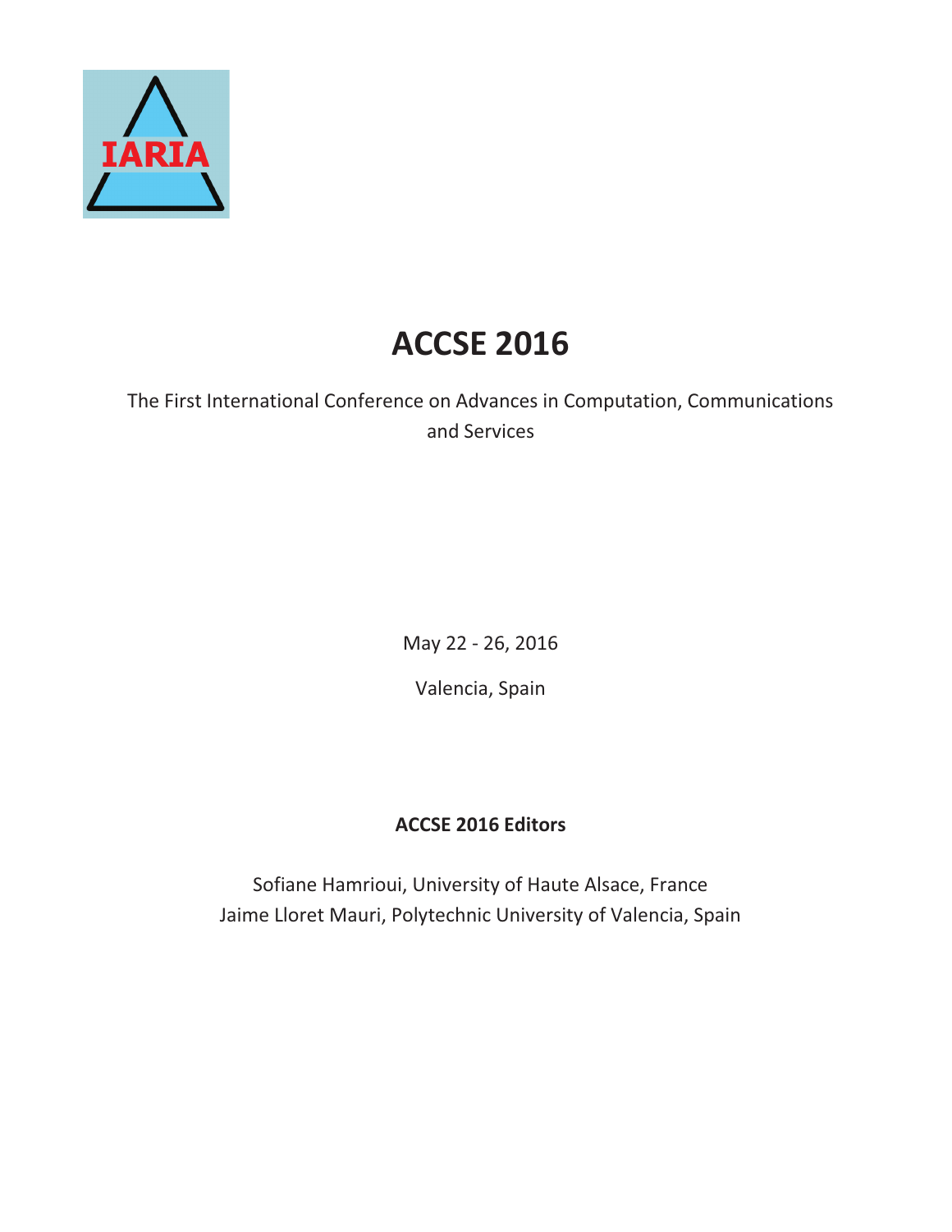IARIA

# ACCSE 2016

The First International Conference on Advances in Computation, Communications and Services

May 22 - 26, 2016

Valencia, Spain

**ACCSE 2016 Editors**

Sofiane Hamrioui, University of Haute Alsace, France

Jaime Lloret Mauri, Polytechnic University of Valencia, Spain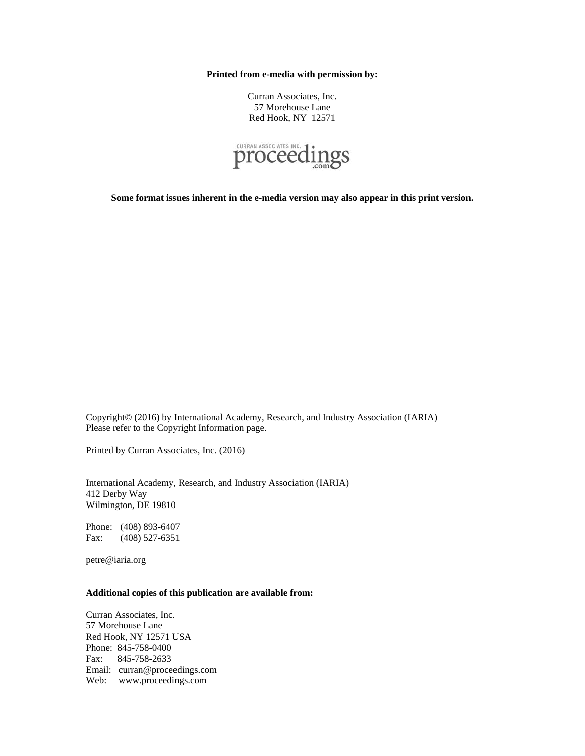**Printed from e-media with permission by:**

Curran Associates, Inc.
57 Morehouse Lane
Red Hook, NY 12571

CURRAN ASSOCIATES INC. proceedings .com

**Some format issues inherent in the e-media version may also appear in this print version.**

Copyright© (2016) by International Academy, Research, and Industry Association (IARIA)
Please refer to the Copyright Information page.

Printed by Curran Associates, Inc. (2016)

International Academy, Research, and Industry Association (IARIA)
412 Derby Way
Wilmington, DE 19810

Phone: (408) 893-6407
Fax: (408) 527-6351

petre@iaria.org

**Additional copies of this publication are available from:**

Curran Associates, Inc.
57 Morehouse Lane
Red Hook, NY 12571 USA
Phone: 845-758-0400
Fax: 845-758-2633
Email: curran@proceedings.com
Web: www.proceedings.com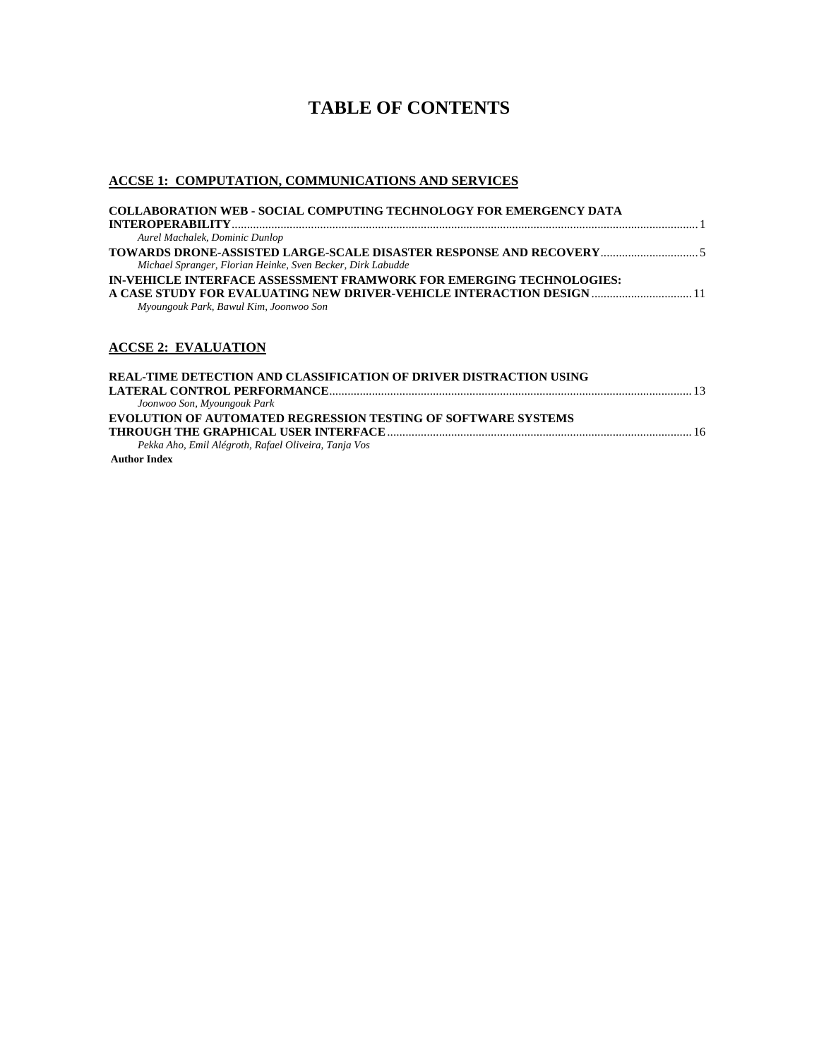# TABLE OF CONTENTS

## ACCSE 1: COMPUTATION, COMMUNICATIONS AND SERVICES

**COLLABORATION WEB - SOCIAL COMPUTING TECHNOLOGY FOR EMERGENCY DATA INTEROPERABILITY** ........ 1
*Aurel Machalek, Dominic Dunlop*

**TOWARDS DRONE-ASSISTED LARGE-SCALE DISASTER RESPONSE AND RECOVERY** ........ 5
*Michael Spranger, Florian Heinke, Sven Becker, Dirk Labudde*

**IN-VEHICLE INTERFACE ASSESSMENT FRAMWORK FOR EMERGING TECHNOLOGIES: A CASE STUDY FOR EVALUATING NEW DRIVER-VEHICLE INTERACTION DESIGN** ........ 11
*Myoungouk Park, Bawul Kim, Joonwoo Son*

## ACCSE 2: EVALUATION

**REAL-TIME DETECTION AND CLASSIFICATION OF DRIVER DISTRACTION USING LATERAL CONTROL PERFORMANCE** ........ 13
*Joonwoo Son, Myoungouk Park*

**EVOLUTION OF AUTOMATED REGRESSION TESTING OF SOFTWARE SYSTEMS THROUGH THE GRAPHICAL USER INTERFACE** ........ 16
*Pekka Aho, Emil Alégroth, Rafael Oliveira, Tanja Vos*

**Author Index**